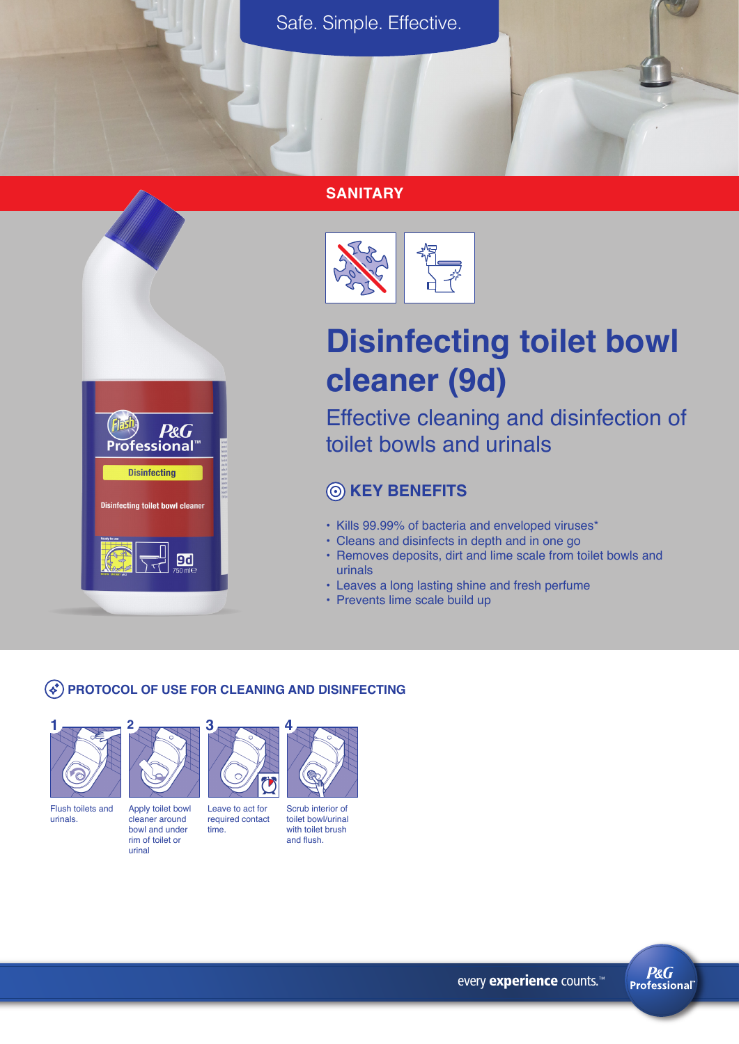Safe. Simple. Effective.

SANITARY

# Disinfecting toilet bowl cleaner (9d)

## Effective cleaning and disinfection of toilet bowls and urinals

### KEY BENEFITS

- Kills 99.99% of bacteria and enveloped viruses*
- Cleans and disinfects in depth and in one go
- Removes deposits, dirt and lime scale from toilet bowls and urinals
- Leaves a long lasting shine and fresh perfume
- Prevents lime scale build up

### PROTOCOL OF USE FOR CLEANING AND DISINFECTING

1. Flush toilets and urinals.
2. Apply toilet bowl cleaner around bowl and under rim of toilet or urinal
3. Leave to act for required contact time.
4. Scrub interior of toilet bowl/urinal with toilet brush and flush.

every **experience** counts.™

P&G Professional™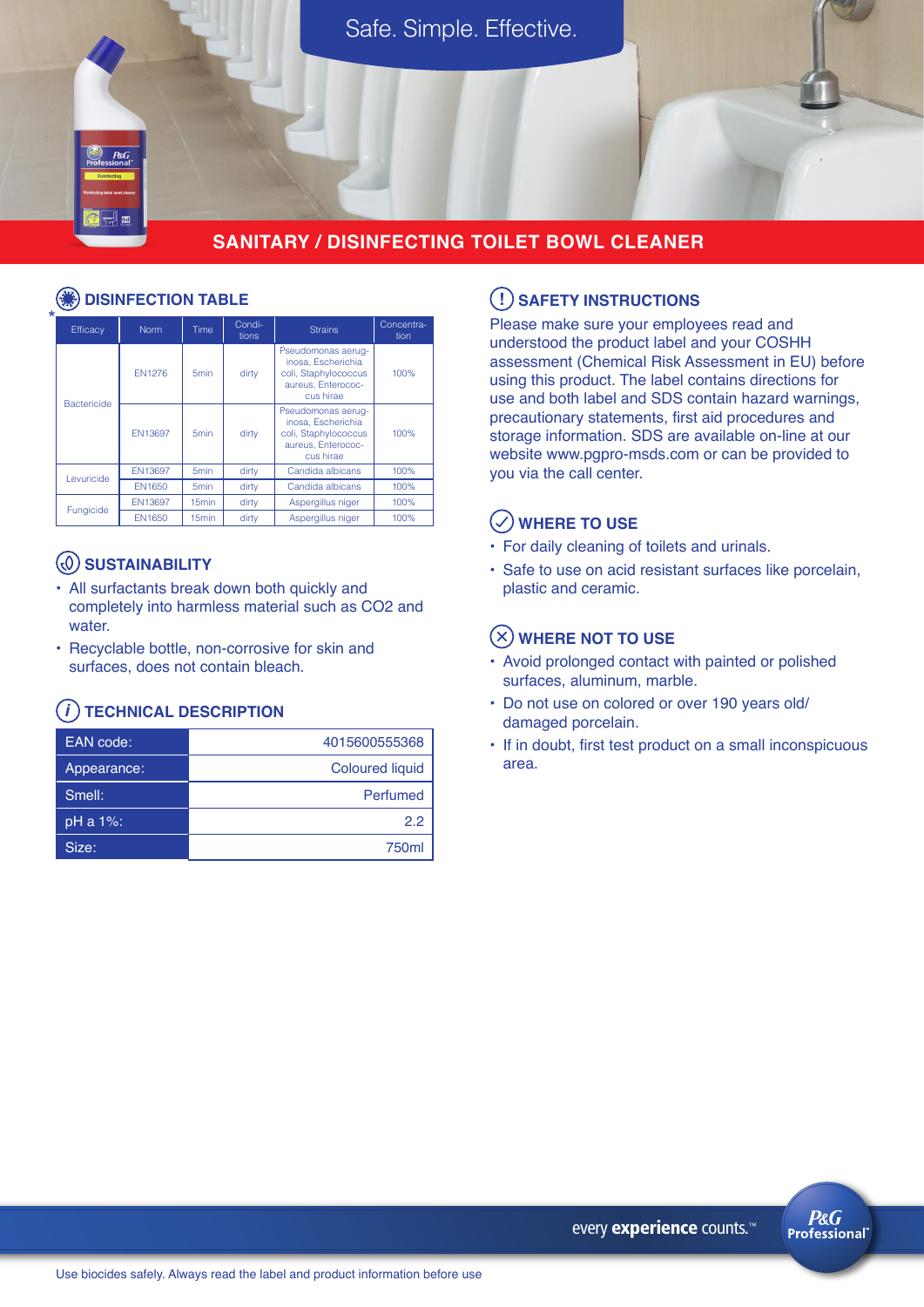Safe. Simple. Effective.

## SANITARY / DISINFECTING TOILET BOWL CLEANER

### DISINFECTION TABLE

*

| Efficacy | Norm | Time | Conditions | Strains | Concentration |
|---|---|---|---|---|---|
| Bactericide | EN1276 | 5min | dirty | Pseudomonas aeruginosa, Escherichia coli, Staphylococcus aureus, Enterococcus hirae | 100% |
| | EN13697 | 5min | dirty | Pseudomonas aeruginosa, Escherichia coli, Staphylococcus aureus, Enterococcus hirae | 100% |
| Levuricide | EN13697 | 5min | dirty | Candida albicans | 100% |
| | EN1650 | 5min | dirty | Candida albicans | 100% |
| Fungicide | EN13697 | 15min | dirty | Aspergillus niger | 100% |
| | EN1650 | 15min | dirty | Aspergillus niger | 100% |

### SUSTAINABILITY

- All surfactants break down both quickly and completely into harmless material such as $CO_2$ and water.
- Recyclable bottle, non-corrosive for skin and surfaces, does not contain bleach.

### TECHNICAL DESCRIPTION

| | |
|---|---|
| EAN code: | 4015600555368 |
| Appearance: | Coloured liquid |
| Smell: | Perfumed |
| pH a 1%: | 2.2 |
| Size: | 750ml |

### SAFETY INSTRUCTIONS

Please make sure your employees read and understood the product label and your COSHH assessment (Chemical Risk Assessment in EU) before using this product. The label contains directions for use and both label and SDS contain hazard warnings, precautionary statements, first aid procedures and storage information. SDS are available on-line at our website www.pgpro-msds.com or can be provided to you via the call center.

### WHERE TO USE

- For daily cleaning of toilets and urinals.
- Safe to use on acid resistant surfaces like porcelain, plastic and ceramic.

### WHERE NOT TO USE

- Avoid prolonged contact with painted or polished surfaces, aluminum, marble.
- Do not use on colored or over 190 years old/ damaged porcelain.
- If in doubt, first test product on a small inconspicuous area.

every **experience** counts.™

P&G Professional™

Use biocides safely. Always read the label and product information before use